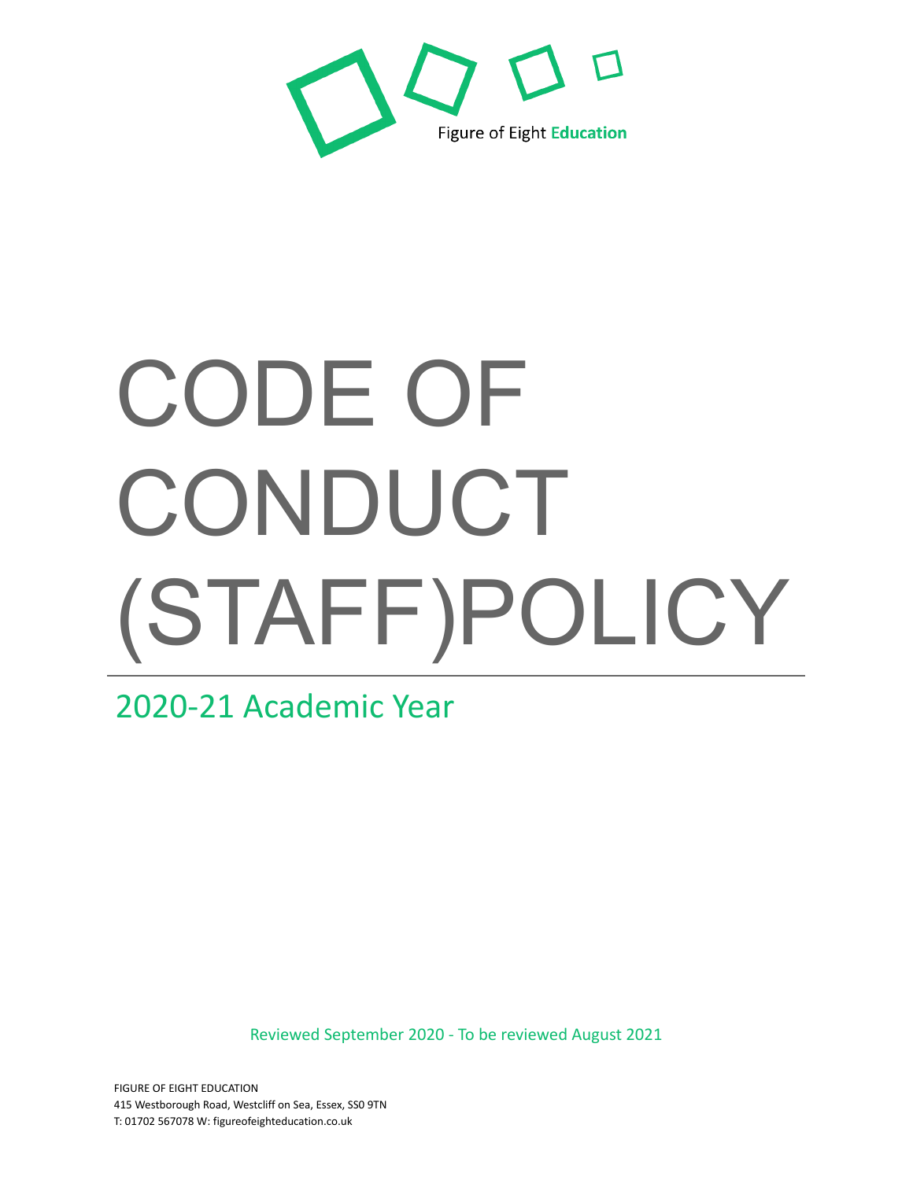Figure of Eight **Education**

# CODE OF CONDUCT (STAFF)POLICY

## 2020-21 Academic Year

Reviewed September 2020 - To be reviewed August 2021

FIGURE OF EIGHT EDUCATION
415 Westborough Road, Westcliff on Sea, Essex, SS0 9TN
T: 01702 567078 W: figureofeighteducation.co.uk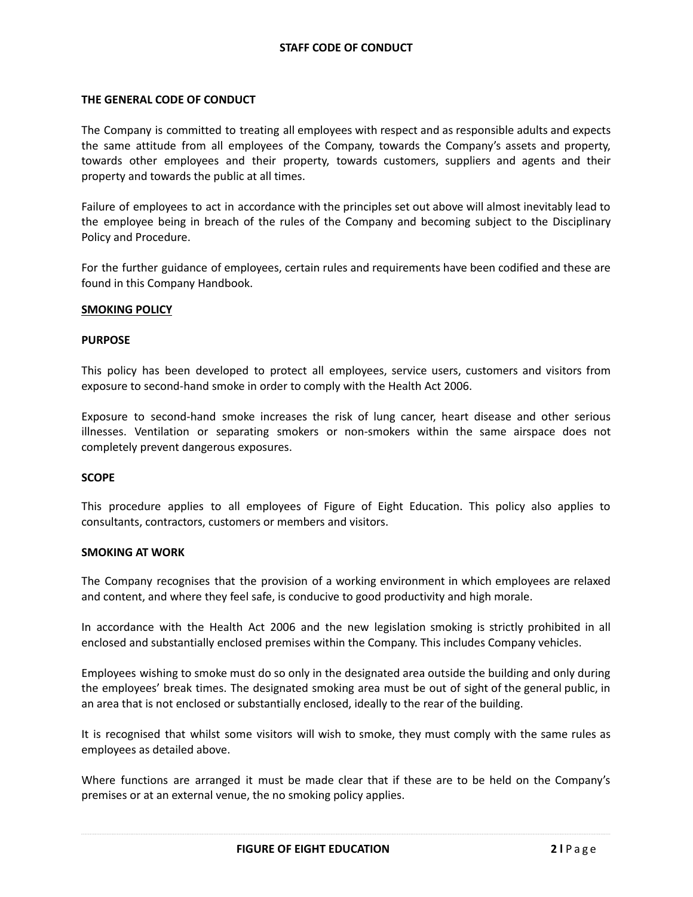# STAFF CODE OF CONDUCT

## THE GENERAL CODE OF CONDUCT

The Company is committed to treating all employees with respect and as responsible adults and expects the same attitude from all employees of the Company, towards the Company's assets and property, towards other employees and their property, towards customers, suppliers and agents and their property and towards the public at all times.

Failure of employees to act in accordance with the principles set out above will almost inevitably lead to the employee being in breach of the rules of the Company and becoming subject to the Disciplinary Policy and Procedure.

For the further guidance of employees, certain rules and requirements have been codified and these are found in this Company Handbook.

## SMOKING POLICY

### PURPOSE

This policy has been developed to protect all employees, service users, customers and visitors from exposure to second-hand smoke in order to comply with the Health Act 2006.

Exposure to second-hand smoke increases the risk of lung cancer, heart disease and other serious illnesses. Ventilation or separating smokers or non-smokers within the same airspace does not completely prevent dangerous exposures.

### SCOPE

This procedure applies to all employees of Figure of Eight Education. This policy also applies to consultants, contractors, customers or members and visitors.

### SMOKING AT WORK

The Company recognises that the provision of a working environment in which employees are relaxed and content, and where they feel safe, is conducive to good productivity and high morale.

In accordance with the Health Act 2006 and the new legislation smoking is strictly prohibited in all enclosed and substantially enclosed premises within the Company. This includes Company vehicles.

Employees wishing to smoke must do so only in the designated area outside the building and only during the employees' break times. The designated smoking area must be out of sight of the general public, in an area that is not enclosed or substantially enclosed, ideally to the rear of the building.

It is recognised that whilst some visitors will wish to smoke, they must comply with the same rules as employees as detailed above.

Where functions are arranged it must be made clear that if these are to be held on the Company's premises or at an external venue, the no smoking policy applies.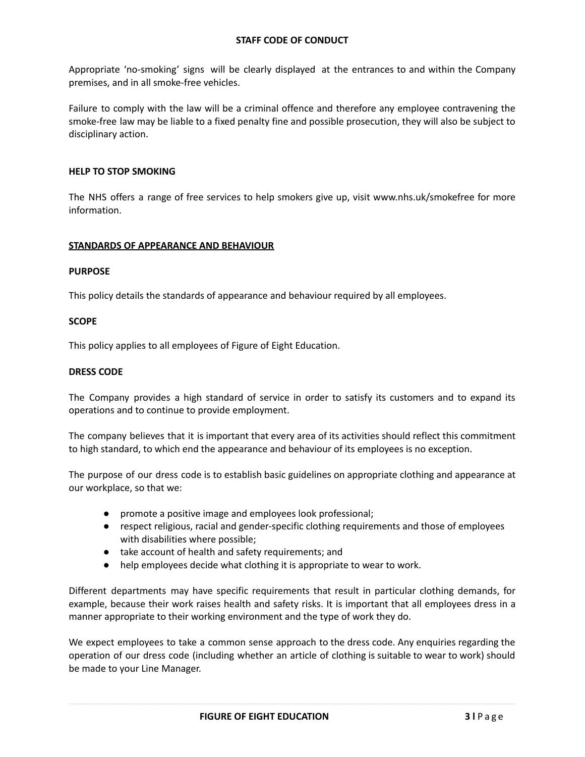Appropriate 'no-smoking' signs will be clearly displayed at the entrances to and within the Company premises, and in all smoke-free vehicles.

Failure to comply with the law will be a criminal offence and therefore any employee contravening the smoke-free law may be liable to a fixed penalty fine and possible prosecution, they will also be subject to disciplinary action.

### HELP TO STOP SMOKING

The NHS offers a range of free services to help smokers give up, visit www.nhs.uk/smokefree for more information.

## STANDARDS OF APPEARANCE AND BEHAVIOUR

### PURPOSE

This policy details the standards of appearance and behaviour required by all employees.

### SCOPE

This policy applies to all employees of Figure of Eight Education.

### DRESS CODE

The Company provides a high standard of service in order to satisfy its customers and to expand its operations and to continue to provide employment.

The company believes that it is important that every area of its activities should reflect this commitment to high standard, to which end the appearance and behaviour of its employees is no exception.

The purpose of our dress code is to establish basic guidelines on appropriate clothing and appearance at our workplace, so that we:

- promote a positive image and employees look professional;
- respect religious, racial and gender-specific clothing requirements and those of employees with disabilities where possible;
- take account of health and safety requirements; and
- help employees decide what clothing it is appropriate to wear to work.

Different departments may have specific requirements that result in particular clothing demands, for example, because their work raises health and safety risks. It is important that all employees dress in a manner appropriate to their working environment and the type of work they do.

We expect employees to take a common sense approach to the dress code. Any enquiries regarding the operation of our dress code (including whether an article of clothing is suitable to wear to work) should be made to your Line Manager.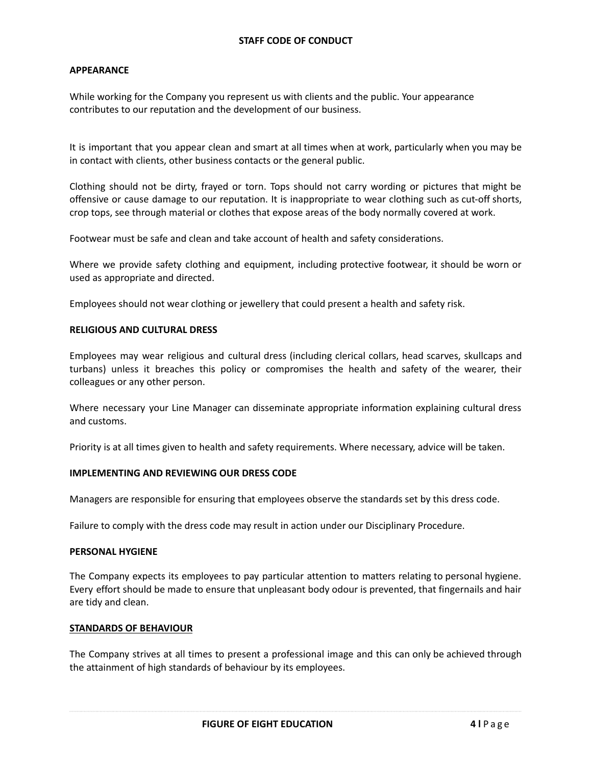**STAFF CODE OF CONDUCT**

## APPEARANCE

While working for the Company you represent us with clients and the public. Your appearance contributes to our reputation and the development of our business.

It is important that you appear clean and smart at all times when at work, particularly when you may be in contact with clients, other business contacts or the general public.

Clothing should not be dirty, frayed or torn. Tops should not carry wording or pictures that might be offensive or cause damage to our reputation. It is inappropriate to wear clothing such as cut-off shorts, crop tops, see through material or clothes that expose areas of the body normally covered at work.

Footwear must be safe and clean and take account of health and safety considerations.

Where we provide safety clothing and equipment, including protective footwear, it should be worn or used as appropriate and directed.

Employees should not wear clothing or jewellery that could present a health and safety risk.

## RELIGIOUS AND CULTURAL DRESS

Employees may wear religious and cultural dress (including clerical collars, head scarves, skullcaps and turbans) unless it breaches this policy or compromises the health and safety of the wearer, their colleagues or any other person.

Where necessary your Line Manager can disseminate appropriate information explaining cultural dress and customs.

Priority is at all times given to health and safety requirements. Where necessary, advice will be taken.

## IMPLEMENTING AND REVIEWING OUR DRESS CODE

Managers are responsible for ensuring that employees observe the standards set by this dress code.

Failure to comply with the dress code may result in action under our Disciplinary Procedure.

## PERSONAL HYGIENE

The Company expects its employees to pay particular attention to matters relating to personal hygiene. Every effort should be made to ensure that unpleasant body odour is prevented, that fingernails and hair are tidy and clean.

## STANDARDS OF BEHAVIOUR

The Company strives at all times to present a professional image and this can only be achieved through the attainment of high standards of behaviour by its employees.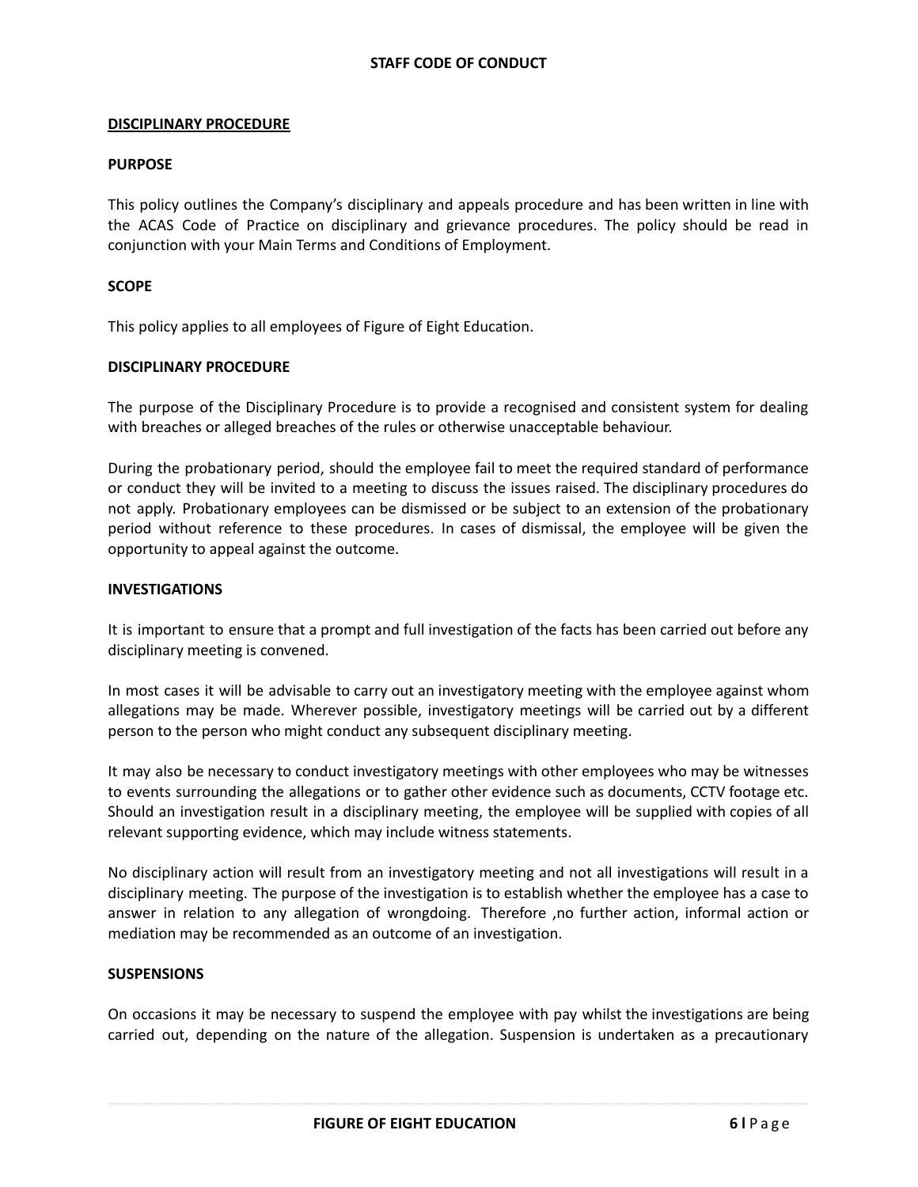## DISCIPLINARY PROCEDURE

### PURPOSE

This policy outlines the Company's disciplinary and appeals procedure and has been written in line with the ACAS Code of Practice on disciplinary and grievance procedures. The policy should be read in conjunction with your Main Terms and Conditions of Employment.

### SCOPE

This policy applies to all employees of Figure of Eight Education.

### DISCIPLINARY PROCEDURE

The purpose of the Disciplinary Procedure is to provide a recognised and consistent system for dealing with breaches or alleged breaches of the rules or otherwise unacceptable behaviour.

During the probationary period, should the employee fail to meet the required standard of performance or conduct they will be invited to a meeting to discuss the issues raised. The disciplinary procedures do not apply. Probationary employees can be dismissed or be subject to an extension of the probationary period without reference to these procedures. In cases of dismissal, the employee will be given the opportunity to appeal against the outcome.

### INVESTIGATIONS

It is important to ensure that a prompt and full investigation of the facts has been carried out before any disciplinary meeting is convened.

In most cases it will be advisable to carry out an investigatory meeting with the employee against whom allegations may be made. Wherever possible, investigatory meetings will be carried out by a different person to the person who might conduct any subsequent disciplinary meeting.

It may also be necessary to conduct investigatory meetings with other employees who may be witnesses to events surrounding the allegations or to gather other evidence such as documents, CCTV footage etc. Should an investigation result in a disciplinary meeting, the employee will be supplied with copies of all relevant supporting evidence, which may include witness statements.

No disciplinary action will result from an investigatory meeting and not all investigations will result in a disciplinary meeting. The purpose of the investigation is to establish whether the employee has a case to answer in relation to any allegation of wrongdoing. Therefore ,no further action, informal action or mediation may be recommended as an outcome of an investigation.

### SUSPENSIONS

On occasions it may be necessary to suspend the employee with pay whilst the investigations are being carried out, depending on the nature of the allegation. Suspension is undertaken as a precautionary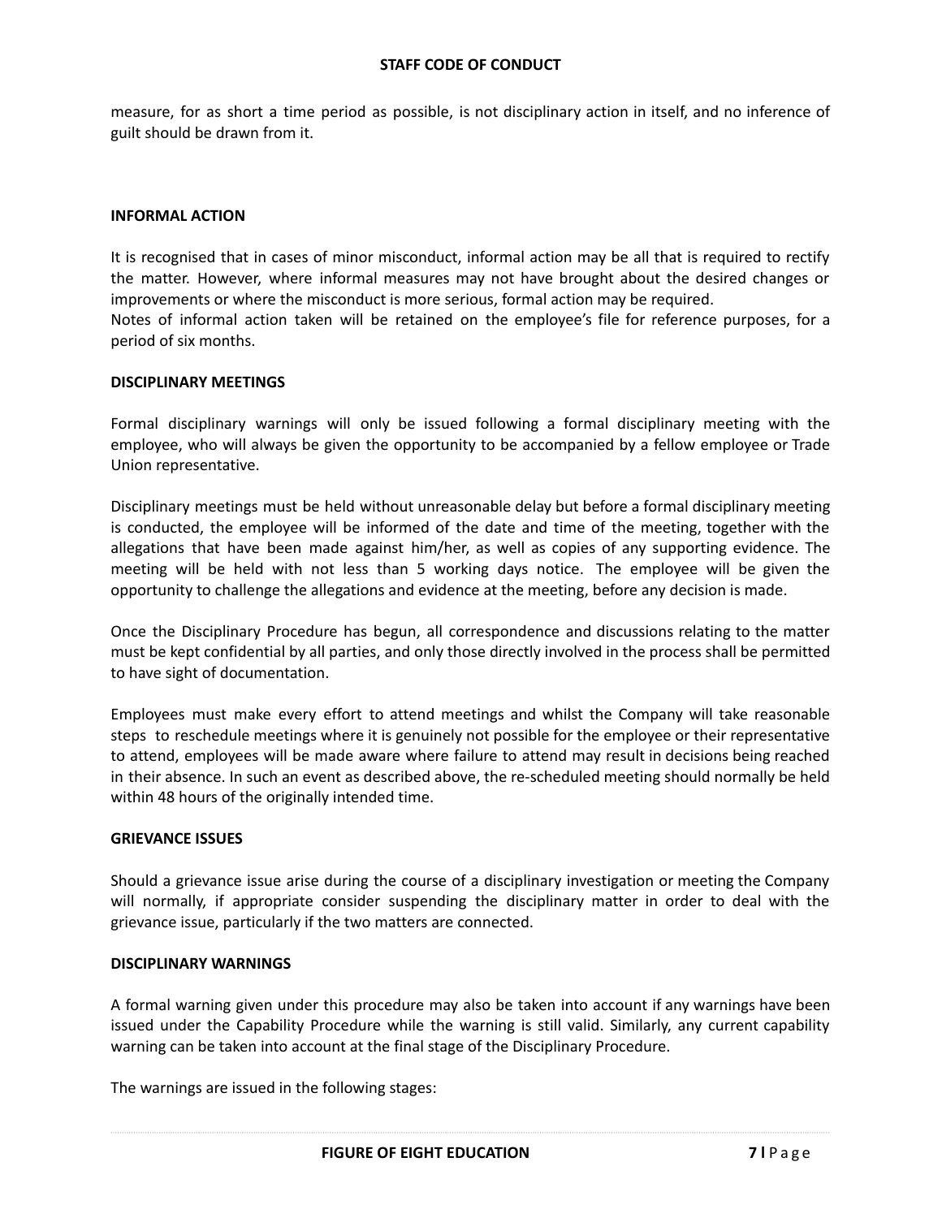measure, for as short a time period as possible, is not disciplinary action in itself, and no inference of guilt should be drawn from it.

## INFORMAL ACTION

It is recognised that in cases of minor misconduct, informal action may be all that is required to rectify the matter. However, where informal measures may not have brought about the desired changes or improvements or where the misconduct is more serious, formal action may be required.
Notes of informal action taken will be retained on the employee's file for reference purposes, for a period of six months.

## DISCIPLINARY MEETINGS

Formal disciplinary warnings will only be issued following a formal disciplinary meeting with the employee, who will always be given the opportunity to be accompanied by a fellow employee or Trade Union representative.

Disciplinary meetings must be held without unreasonable delay but before a formal disciplinary meeting is conducted, the employee will be informed of the date and time of the meeting, together with the allegations that have been made against him/her, as well as copies of any supporting evidence. The meeting will be held with not less than 5 working days notice. The employee will be given the opportunity to challenge the allegations and evidence at the meeting, before any decision is made.

Once the Disciplinary Procedure has begun, all correspondence and discussions relating to the matter must be kept confidential by all parties, and only those directly involved in the process shall be permitted to have sight of documentation.

Employees must make every effort to attend meetings and whilst the Company will take reasonable steps to reschedule meetings where it is genuinely not possible for the employee or their representative to attend, employees will be made aware where failure to attend may result in decisions being reached in their absence. In such an event as described above, the re-scheduled meeting should normally be held within 48 hours of the originally intended time.

## GRIEVANCE ISSUES

Should a grievance issue arise during the course of a disciplinary investigation or meeting the Company will normally, if appropriate consider suspending the disciplinary matter in order to deal with the grievance issue, particularly if the two matters are connected.

## DISCIPLINARY WARNINGS

A formal warning given under this procedure may also be taken into account if any warnings have been issued under the Capability Procedure while the warning is still valid. Similarly, any current capability warning can be taken into account at the final stage of the Disciplinary Procedure.

The warnings are issued in the following stages: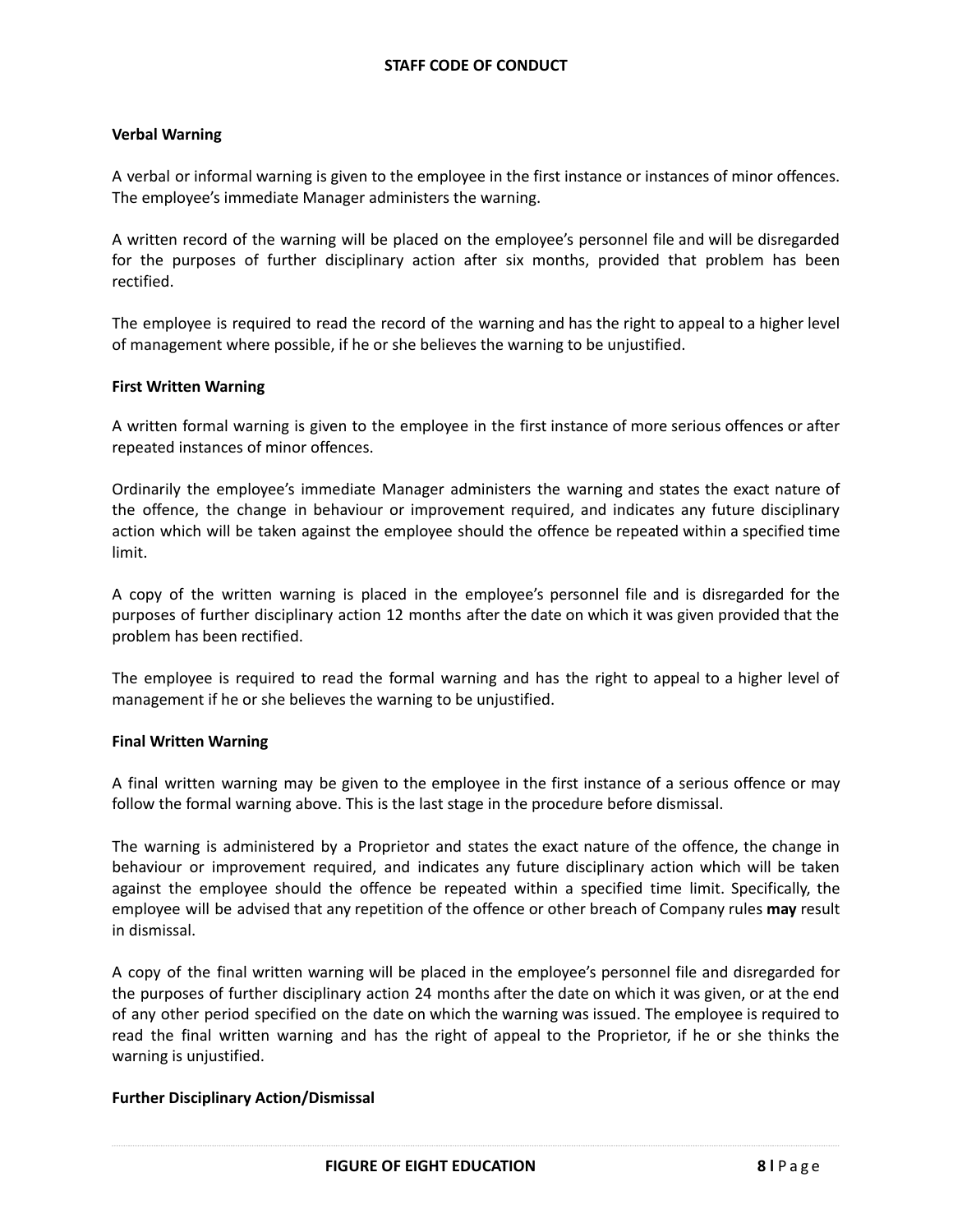**Verbal Warning**

A verbal or informal warning is given to the employee in the first instance or instances of minor offences. The employee's immediate Manager administers the warning.

A written record of the warning will be placed on the employee's personnel file and will be disregarded for the purposes of further disciplinary action after six months, provided that problem has been rectified.

The employee is required to read the record of the warning and has the right to appeal to a higher level of management where possible, if he or she believes the warning to be unjustified.

**First Written Warning**

A written formal warning is given to the employee in the first instance of more serious offences or after repeated instances of minor offences.

Ordinarily the employee's immediate Manager administers the warning and states the exact nature of the offence, the change in behaviour or improvement required, and indicates any future disciplinary action which will be taken against the employee should the offence be repeated within a specified time limit.

A copy of the written warning is placed in the employee's personnel file and is disregarded for the purposes of further disciplinary action 12 months after the date on which it was given provided that the problem has been rectified.

The employee is required to read the formal warning and has the right to appeal to a higher level of management if he or she believes the warning to be unjustified.

**Final Written Warning**

A final written warning may be given to the employee in the first instance of a serious offence or may follow the formal warning above. This is the last stage in the procedure before dismissal.

The warning is administered by a Proprietor and states the exact nature of the offence, the change in behaviour or improvement required, and indicates any future disciplinary action which will be taken against the employee should the offence be repeated within a specified time limit. Specifically, the employee will be advised that any repetition of the offence or other breach of Company rules **may** result in dismissal.

A copy of the final written warning will be placed in the employee's personnel file and disregarded for the purposes of further disciplinary action 24 months after the date on which it was given, or at the end of any other period specified on the date on which the warning was issued. The employee is required to read the final written warning and has the right of appeal to the Proprietor, if he or she thinks the warning is unjustified.

**Further Disciplinary Action/Dismissal**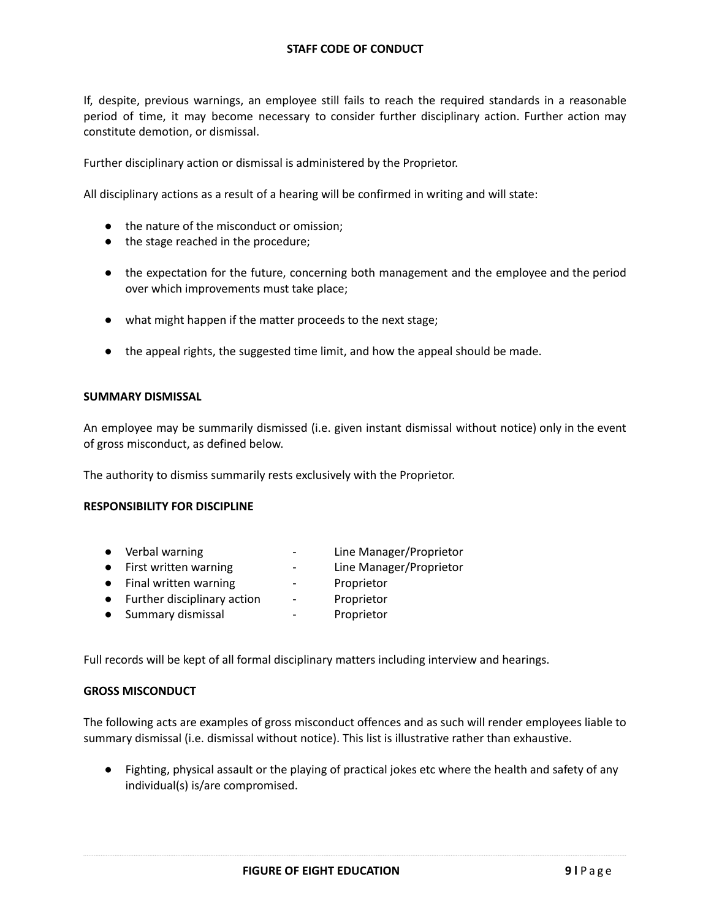If, despite, previous warnings, an employee still fails to reach the required standards in a reasonable period of time, it may become necessary to consider further disciplinary action. Further action may constitute demotion, or dismissal.

Further disciplinary action or dismissal is administered by the Proprietor.

All disciplinary actions as a result of a hearing will be confirmed in writing and will state:

- the nature of the misconduct or omission;
- the stage reached in the procedure;
- the expectation for the future, concerning both management and the employee and the period over which improvements must take place;
- what might happen if the matter proceeds to the next stage;
- the appeal rights, the suggested time limit, and how the appeal should be made.

**SUMMARY DISMISSAL**

An employee may be summarily dismissed (i.e. given instant dismissal without notice) only in the event of gross misconduct, as defined below.

The authority to dismiss summarily rests exclusively with the Proprietor.

**RESPONSIBILITY FOR DISCIPLINE**

- Verbal warning - Line Manager/Proprietor
- First written warning - Line Manager/Proprietor
- Final written warning - Proprietor
- Further disciplinary action - Proprietor
- Summary dismissal - Proprietor

Full records will be kept of all formal disciplinary matters including interview and hearings.

**GROSS MISCONDUCT**

The following acts are examples of gross misconduct offences and as such will render employees liable to summary dismissal (i.e. dismissal without notice). This list is illustrative rather than exhaustive.

- Fighting, physical assault or the playing of practical jokes etc where the health and safety of any individual(s) is/are compromised.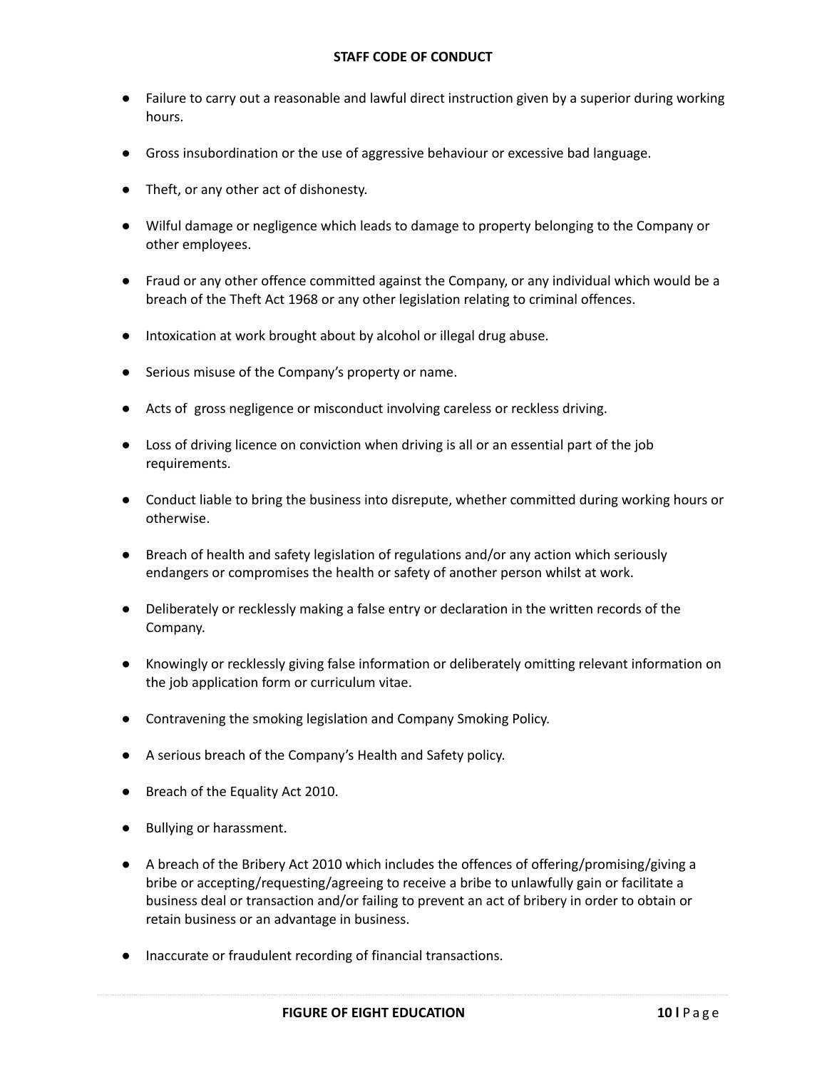- Failure to carry out a reasonable and lawful direct instruction given by a superior during working hours.
- Gross insubordination or the use of aggressive behaviour or excessive bad language.
- Theft, or any other act of dishonesty.
- Wilful damage or negligence which leads to damage to property belonging to the Company or other employees.
- Fraud or any other offence committed against the Company, or any individual which would be a breach of the Theft Act 1968 or any other legislation relating to criminal offences.
- Intoxication at work brought about by alcohol or illegal drug abuse.
- Serious misuse of the Company's property or name.
- Acts of gross negligence or misconduct involving careless or reckless driving.
- Loss of driving licence on conviction when driving is all or an essential part of the job requirements.
- Conduct liable to bring the business into disrepute, whether committed during working hours or otherwise.
- Breach of health and safety legislation of regulations and/or any action which seriously endangers or compromises the health or safety of another person whilst at work.
- Deliberately or recklessly making a false entry or declaration in the written records of the Company.
- Knowingly or recklessly giving false information or deliberately omitting relevant information on the job application form or curriculum vitae.
- Contravening the smoking legislation and Company Smoking Policy.
- A serious breach of the Company's Health and Safety policy.
- Breach of the Equality Act 2010.
- Bullying or harassment.
- A breach of the Bribery Act 2010 which includes the offences of offering/promising/giving a bribe or accepting/requesting/agreeing to receive a bribe to unlawfully gain or facilitate a business deal or transaction and/or failing to prevent an act of bribery in order to obtain or retain business or an advantage in business.
- Inaccurate or fraudulent recording of financial transactions.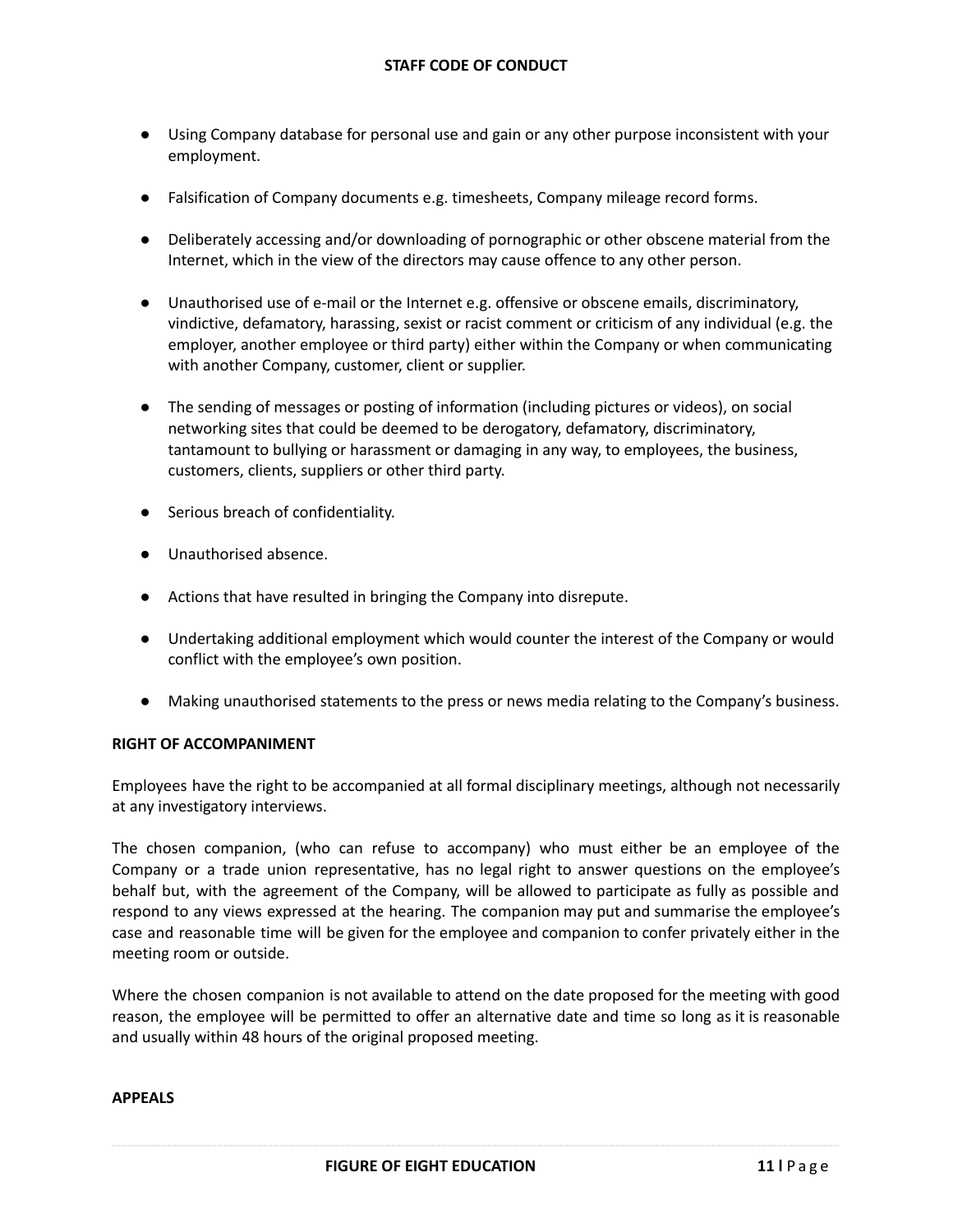- Using Company database for personal use and gain or any other purpose inconsistent with your employment.
- Falsification of Company documents e.g. timesheets, Company mileage record forms.
- Deliberately accessing and/or downloading of pornographic or other obscene material from the Internet, which in the view of the directors may cause offence to any other person.
- Unauthorised use of e-mail or the Internet e.g. offensive or obscene emails, discriminatory, vindictive, defamatory, harassing, sexist or racist comment or criticism of any individual (e.g. the employer, another employee or third party) either within the Company or when communicating with another Company, customer, client or supplier.
- The sending of messages or posting of information (including pictures or videos), on social networking sites that could be deemed to be derogatory, defamatory, discriminatory, tantamount to bullying or harassment or damaging in any way, to employees, the business, customers, clients, suppliers or other third party.
- Serious breach of confidentiality.
- Unauthorised absence.
- Actions that have resulted in bringing the Company into disrepute.
- Undertaking additional employment which would counter the interest of the Company or would conflict with the employee's own position.
- Making unauthorised statements to the press or news media relating to the Company's business.

**RIGHT OF ACCOMPANIMENT**

Employees have the right to be accompanied at all formal disciplinary meetings, although not necessarily at any investigatory interviews.

The chosen companion, (who can refuse to accompany) who must either be an employee of the Company or a trade union representative, has no legal right to answer questions on the employee's behalf but, with the agreement of the Company, will be allowed to participate as fully as possible and respond to any views expressed at the hearing. The companion may put and summarise the employee's case and reasonable time will be given for the employee and companion to confer privately either in the meeting room or outside.

Where the chosen companion is not available to attend on the date proposed for the meeting with good reason, the employee will be permitted to offer an alternative date and time so long as it is reasonable and usually within 48 hours of the original proposed meeting.

**APPEALS**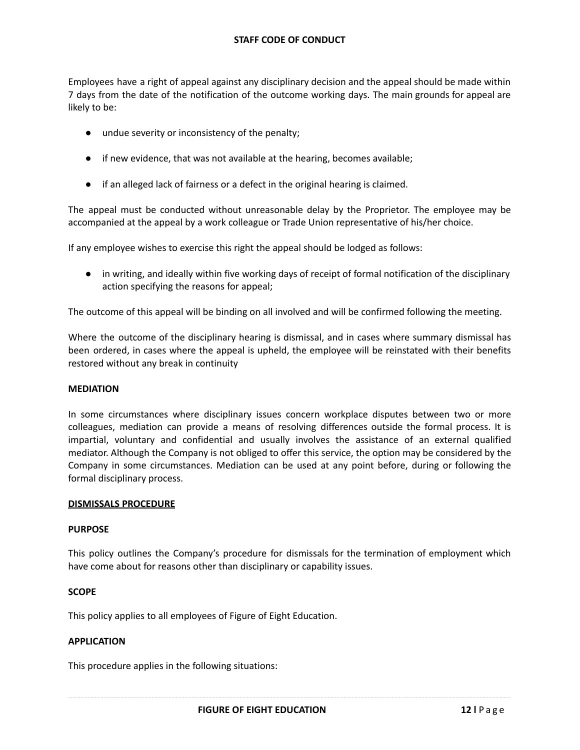Employees have a right of appeal against any disciplinary decision and the appeal should be made within 7 days from the date of the notification of the outcome working days. The main grounds for appeal are likely to be:

- undue severity or inconsistency of the penalty;
- if new evidence, that was not available at the hearing, becomes available;
- if an alleged lack of fairness or a defect in the original hearing is claimed.

The appeal must be conducted without unreasonable delay by the Proprietor. The employee may be accompanied at the appeal by a work colleague or Trade Union representative of his/her choice.

If any employee wishes to exercise this right the appeal should be lodged as follows:

- in writing, and ideally within five working days of receipt of formal notification of the disciplinary action specifying the reasons for appeal;

The outcome of this appeal will be binding on all involved and will be confirmed following the meeting.

Where the outcome of the disciplinary hearing is dismissal, and in cases where summary dismissal has been ordered, in cases where the appeal is upheld, the employee will be reinstated with their benefits restored without any break in continuity

**MEDIATION**

In some circumstances where disciplinary issues concern workplace disputes between two or more colleagues, mediation can provide a means of resolving differences outside the formal process. It is impartial, voluntary and confidential and usually involves the assistance of an external qualified mediator. Although the Company is not obliged to offer this service, the option may be considered by the Company in some circumstances. Mediation can be used at any point before, during or following the formal disciplinary process.

## DISMISSALS PROCEDURE

**PURPOSE**

This policy outlines the Company's procedure for dismissals for the termination of employment which have come about for reasons other than disciplinary or capability issues.

**SCOPE**

This policy applies to all employees of Figure of Eight Education.

**APPLICATION**

This procedure applies in the following situations: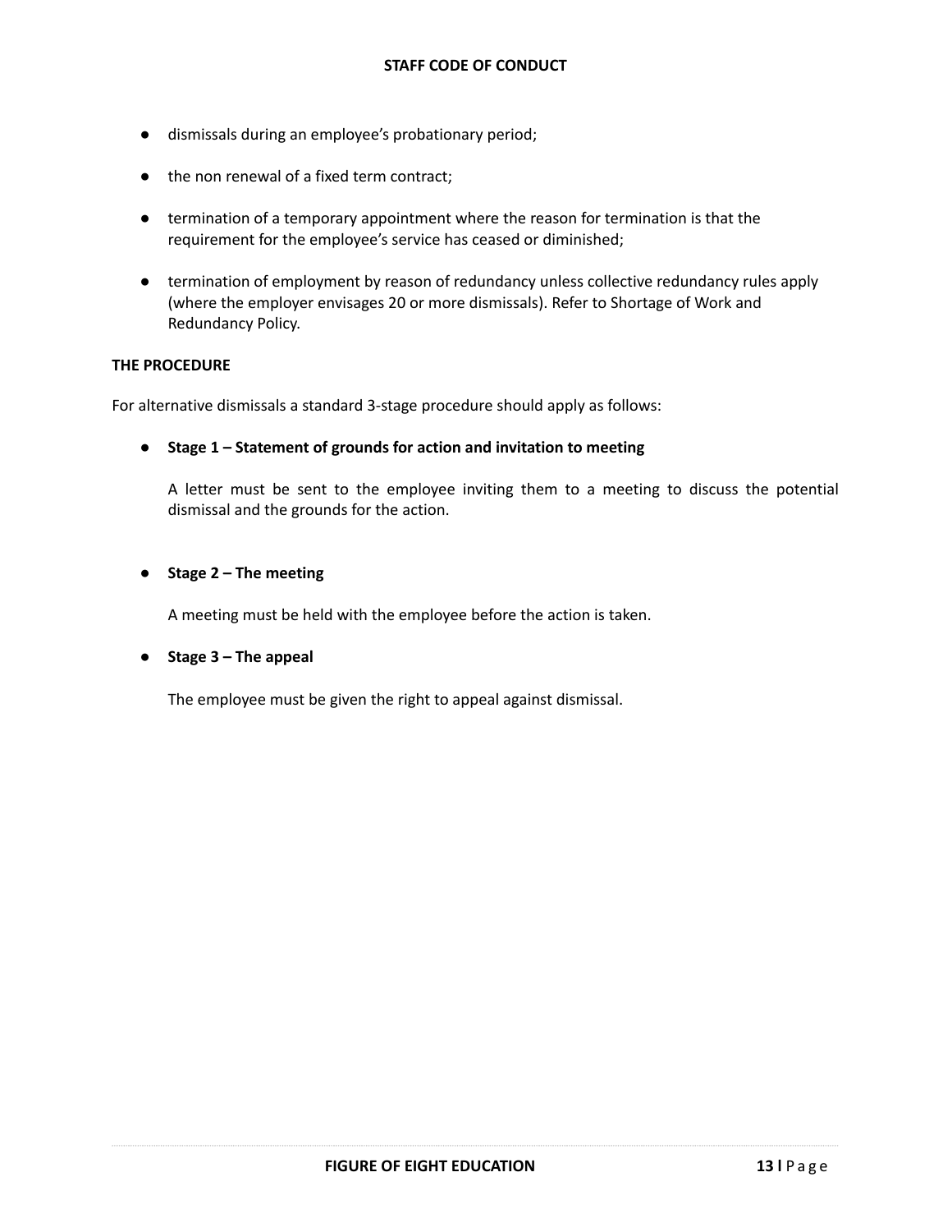- dismissals during an employee's probationary period;
- the non renewal of a fixed term contract;
- termination of a temporary appointment where the reason for termination is that the requirement for the employee's service has ceased or diminished;
- termination of employment by reason of redundancy unless collective redundancy rules apply (where the employer envisages 20 or more dismissals). Refer to Shortage of Work and Redundancy Policy.

**THE PROCEDURE**

For alternative dismissals a standard 3-stage procedure should apply as follows:

- **Stage 1 – Statement of grounds for action and invitation to meeting**

  A letter must be sent to the employee inviting them to a meeting to discuss the potential dismissal and the grounds for the action.

- **Stage 2 – The meeting**

  A meeting must be held with the employee before the action is taken.

- **Stage 3 – The appeal**

  The employee must be given the right to appeal against dismissal.